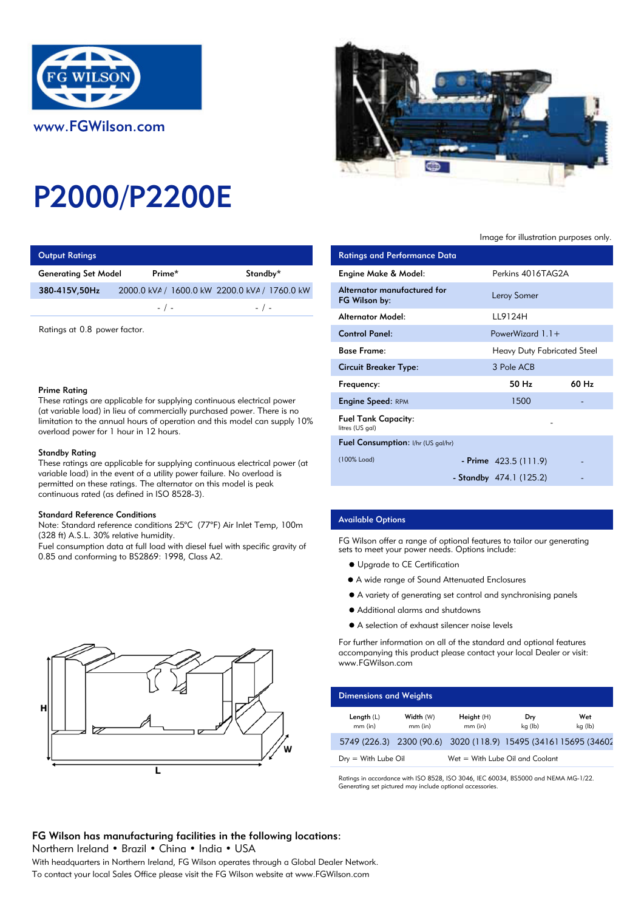www.FGWilson.com

# P2000/P2200E

Image for illustration purposes only.

## Output Ratings

| Generating Set Model | Prime* | Standby* |
|---|---|---|
| 380-415V,50Hz | 2000.0 kVA / 1600.0 kW | 2200.0 kVA / 1760.0 kW |
| | - / - | - / - |

Ratings at 0.8 power factor.

### Prime Rating

These ratings are applicable for supplying continuous electrical power (at variable load) in lieu of commercially purchased power. There is no limitation to the annual hours of operation and this model can supply 10% overload power for 1 hour in 12 hours.

### Standby Rating

These ratings are applicable for supplying continuous electrical power (at variable load) in the event of a utility power failure. No overload is permitted on these ratings. The alternator on this model is peak continuous rated (as defined in ISO 8528-3).

### Standard Reference Conditions

Note: Standard reference conditions 25°C (77°F) Air Inlet Temp, 100m (328 ft) A.S.L. 30% relative humidity.
Fuel consumption data at full load with diesel fuel with specific gravity of 0.85 and conforming to BS2869: 1998, Class A2.

## Ratings and Performance Data

| | | |
|---|---|---|
| Engine Make & Model: | Perkins 4016TAG2A | |
| Alternator manufactured for FG Wilson by: | Leroy Somer | |
| Alternator Model: | LL9124H | |
| Control Panel: | PowerWizard 1.1+ | |
| Base Frame: | Heavy Duty Fabricated Steel | |
| Circuit Breaker Type: | 3 Pole ACB | |
| Frequency: | 50 Hz | 60 Hz |
| Engine Speed: RPM | 1500 | - |
| Fuel Tank Capacity: litres (US gal) | - | |
| Fuel Consumption: l/hr (US gal/hr) (100% Load) - Prime | 423.5 (111.9) | - |
| - Standby | 474.1 (125.2) | - |

## Available Options

FG Wilson offer a range of optional features to tailor our generating sets to meet your power needs. Options include:

- Upgrade to CE Certification
- A wide range of Sound Attenuated Enclosures
- A variety of generating set control and synchronising panels
- Additional alarms and shutdowns
- A selection of exhaust silencer noise levels

For further information on all of the standard and optional features accompanying this product please contact your local Dealer or visit: www.FGWilson.com

## Dimensions and Weights

| Length (L) mm (in) | Width (W) mm (in) | Height (H) mm (in) | Dry kg (lb) | Wet kg (lb) |
|---|---|---|---|---|
| 5749 (226.3) | 2300 (90.6) | 3020 (118.9) | 15495 (34161) | 15695 (34602) |

Dry = With Lube Oil     Wet = With Lube Oil and Coolant

Ratings in accordance with ISO 8528, ISO 3046, IEC 60034, BS5000 and NEMA MG-1/22.
Generating set pictured may include optional accessories.

**FG Wilson has manufacturing facilities in the following locations:**
Northern Ireland • Brazil • China • India • USA
With headquarters in Northern Ireland, FG Wilson operates through a Global Dealer Network.
To contact your local Sales Office please visit the FG Wilson website at www.FGWilson.com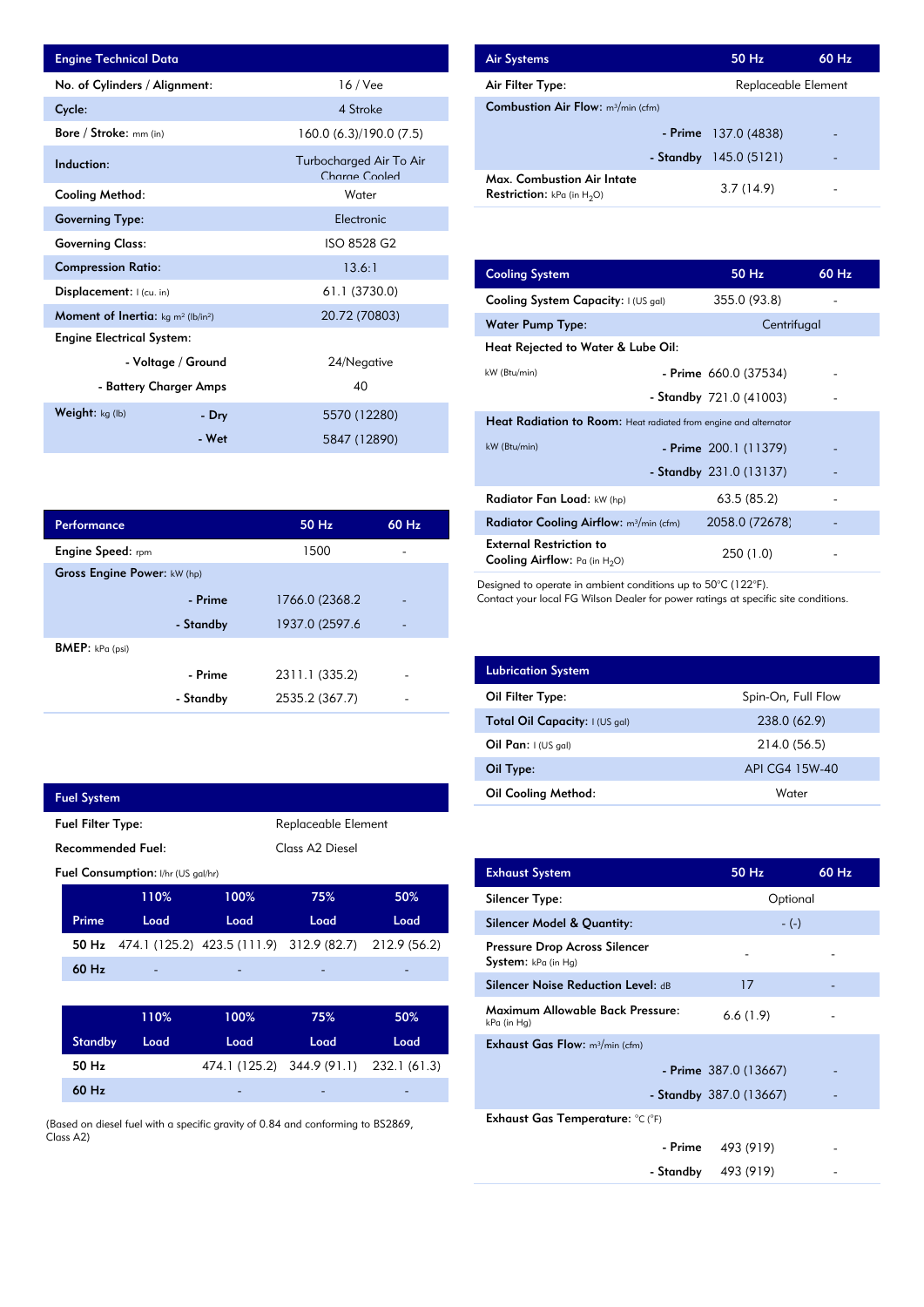| Engine Technical Data | |
|---|---|
| No. of Cylinders / Alignment: | 16 / Vee |
| Cycle: | 4 Stroke |
| Bore / Stroke: mm (in) | 160.0 (6.3)/190.0 (7.5) |
| Induction: | Turbocharged Air To Air Charge Cooled |
| Cooling Method: | Water |
| Governing Type: | Electronic |
| Governing Class: | ISO 8528 G2 |
| Compression Ratio: | 13.6:1 |
| Displacement: l (cu. in) | 61.1 (3730.0) |
| Moment of Inertia: kg m² (lb/in²) | 20.72 (70803) |
| Engine Electrical System: | |
| - Voltage / Ground | 24/Negative |
| - Battery Charger Amps | 40 |
| Weight: kg (lb) - Dry | 5570 (12280) |
| - Wet | 5847 (12890) |

| Performance | 50 Hz | 60 Hz |
|---|---|---|
| Engine Speed: rpm | 1500 | - |
| Gross Engine Power: kW (hp) | | |
| - Prime | 1766.0 (2368.2 | - |
| - Standby | 1937.0 (2597.6 | - |
| BMEP: kPa (psi) | | |
| - Prime | 2311.1 (335.2) | - |
| - Standby | 2535.2 (367.7) | - |

| Fuel System | |
|---|---|
| Fuel Filter Type: | Replaceable Element |
| Recommended Fuel: | Class A2 Diesel |
| Fuel Consumption: l/hr (US gal/hr) | |

| Prime | 110% Load | 100% Load | 75% Load | 50% Load |
|---|---|---|---|---|
| 50 Hz | 474.1 (125.2) | 423.5 (111.9) | 312.9 (82.7) | 212.9 (56.2) |
| 60 Hz | - | - | - | - |

| Standby | 110% Load | 100% Load | 75% Load | 50% Load |
|---|---|---|---|---|
| 50 Hz | | 474.1 (125.2) | 344.9 (91.1) | 232.1 (61.3) |
| 60 Hz | | - | - | - |

(Based on diesel fuel with a specific gravity of 0.84 and conforming to BS2869, Class A2)

| Air Systems | 50 Hz | 60 Hz |
|---|---|---|
| Air Filter Type: | Replaceable Element | |
| Combustion Air Flow: m³/min (cfm) | | |
| - Prime | 137.0 (4838) | - |
| - Standby | 145.0 (5121) | - |
| Max. Combustion Air Intate Restriction: kPa (in $H_2O$) | 3.7 (14.9) | - |

| Cooling System | 50 Hz | 60 Hz |
|---|---|---|
| Cooling System Capacity: l (US gal) | 355.0 (93.8) | - |
| Water Pump Type: | Centrifugal | |
| Heat Rejected to Water & Lube Oil: kW (Btu/min) | | |
| - Prime | 660.0 (37534) | - |
| - Standby | 721.0 (41003) | - |
| Heat Radiation to Room: Heat radiated from engine and alternator kW (Btu/min) | | |
| - Prime | 200.1 (11379) | - |
| - Standby | 231.0 (13137) | - |
| Radiator Fan Load: kW (hp) | 63.5 (85.2) | - |
| Radiator Cooling Airflow: m³/min (cfm) | 2058.0 (72678) | - |
| External Restriction to Cooling Airflow: Pa (in $H_2O$) | 250 (1.0) | - |

Designed to operate in ambient conditions up to 50°C (122°F).
Contact your local FG Wilson Dealer for power ratings at specific site conditions.

| Lubrication System | |
|---|---|
| Oil Filter Type: | Spin-On, Full Flow |
| Total Oil Capacity: l (US gal) | 238.0 (62.9) |
| Oil Pan: l (US gal) | 214.0 (56.5) |
| Oil Type: | API CG4 15W-40 |
| Oil Cooling Method: | Water |

| Exhaust System | 50 Hz | 60 Hz |
|---|---|---|
| Silencer Type: | Optional | |
| Silencer Model & Quantity: | - (-) | |
| Pressure Drop Across Silencer System: kPa (in Hg) | - | - |
| Silencer Noise Reduction Level: dB | 17 | - |
| Maximum Allowable Back Pressure: kPa (in Hg) | 6.6 (1.9) | - |
| Exhaust Gas Flow: m³/min (cfm) | | |
| - Prime | 387.0 (13667) | - |
| - Standby | 387.0 (13667) | - |
| Exhaust Gas Temperature: °C (°F) | | |
| - Prime | 493 (919) | - |
| - Standby | 493 (919) | - |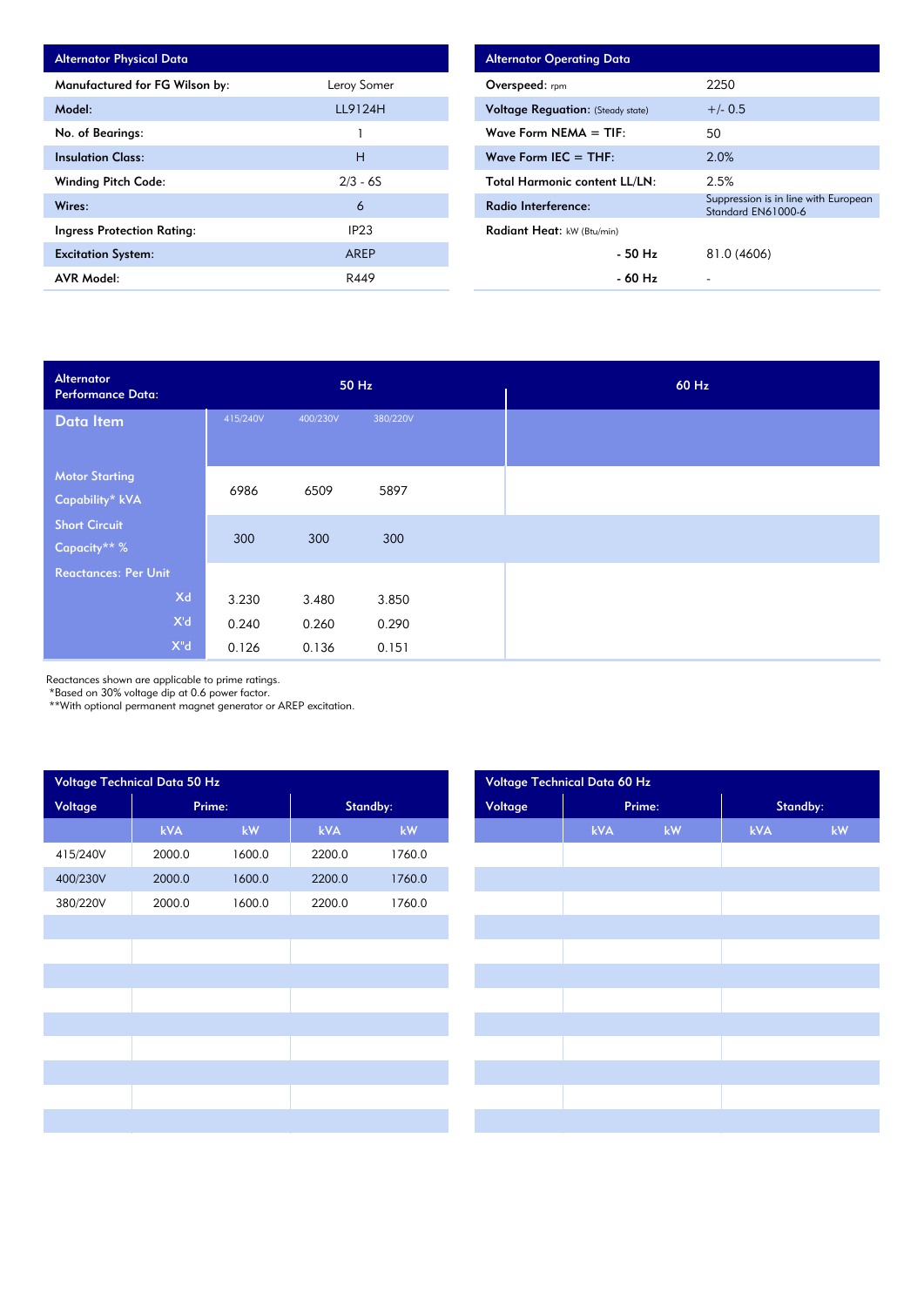| Alternator Physical Data | |
|---|---|
| Manufactured for FG Wilson by: | Leroy Somer |
| Model: | LL9124H |
| No. of Bearings: | 1 |
| Insulation Class: | H |
| Winding Pitch Code: | 2/3 - 6S |
| Wires: | 6 |
| Ingress Protection Rating: | IP23 |
| Excitation System: | AREP |
| AVR Model: | R449 |

| Alternator Operating Data | |
|---|---|
| Overspeed: rpm | 2250 |
| Voltage Reguation: (Steady state) | +/- 0.5 |
| Wave Form NEMA = TIF: | 50 |
| Wave Form IEC = THF: | 2.0% |
| Total Harmonic content LL/LN: | 2.5% |
| Radio Interference: | Suppression is in line with European Standard EN61000-6 |
| Radiant Heat: kW (Btu/min) | |
| - 50 Hz | 81.0 (4606) |
| - 60 Hz | - |

| Alternator Performance Data: | 50 Hz | | | 60 Hz |
|---|---|---|---|---|
| Data Item | 415/240V | 400/230V | 380/220V | |
| Motor Starting Capability* kVA | 6986 | 6509 | 5897 | |
| Short Circuit Capacity** % | 300 | 300 | 300 | |
| Reactances: Per Unit | | | | |
| Xd | 3.230 | 3.480 | 3.850 | |
| X'd | 0.240 | 0.260 | 0.290 | |
| X''d | 0.126 | 0.136 | 0.151 | |

Reactances shown are applicable to prime ratings.
*Based on 30% voltage dip at 0.6 power factor.
**With optional permanent magnet generator or AREP excitation.

| Voltage Technical Data 50 Hz | | | | |
|---|---|---|---|---|
| Voltage | Prime: | | Standby: | |
| | kVA | kW | kVA | kW |
| 415/240V | 2000.0 | 1600.0 | 2200.0 | 1760.0 |
| 400/230V | 2000.0 | 1600.0 | 2200.0 | 1760.0 |
| 380/220V | 2000.0 | 1600.0 | 2200.0 | 1760.0 |

| Voltage Technical Data 60 Hz | | | | |
|---|---|---|---|---|
| Voltage | Prime: | | Standby: | |
| | kVA | kW | kVA | kW |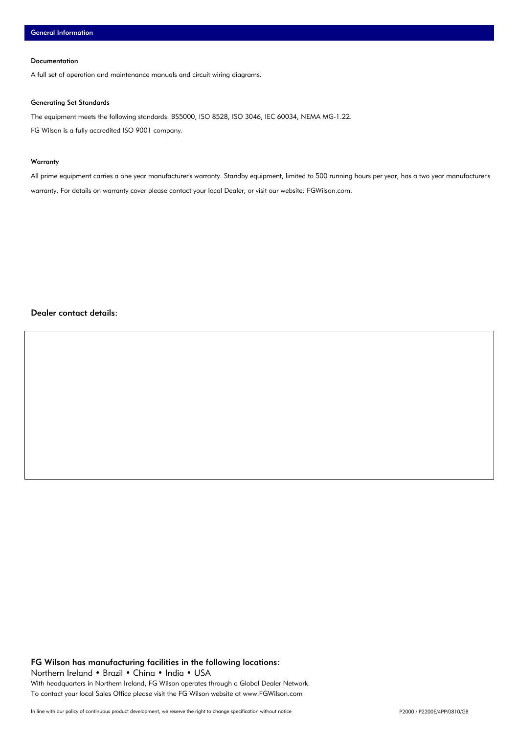## General Information

### Documentation

A full set of operation and maintenance manuals and circuit wiring diagrams.

### Generating Set Standards

The equipment meets the following standards: BS5000, ISO 8528, ISO 3046, IEC 60034, NEMA MG-1.22.

FG Wilson is a fully accredited ISO 9001 company.

### Warranty

All prime equipment carries a one year manufacturer's warranty. Standby equipment, limited to 500 running hours per year, has a two year manufacturer's warranty. For details on warranty cover please contact your local Dealer, or visit our website: FGWilson.com.

### Dealer contact details:

**FG Wilson has manufacturing facilities in the following locations:**

Northern Ireland • Brazil • China • India • USA

With headquarters in Northern Ireland, FG Wilson operates through a Global Dealer Network.

To contact your local Sales Office please visit the FG Wilson website at www.FGWilson.com

In line with our policy of continuous product development, we reserve the right to change specification without notice

P2000 / P2200E/4PP/0810/GB